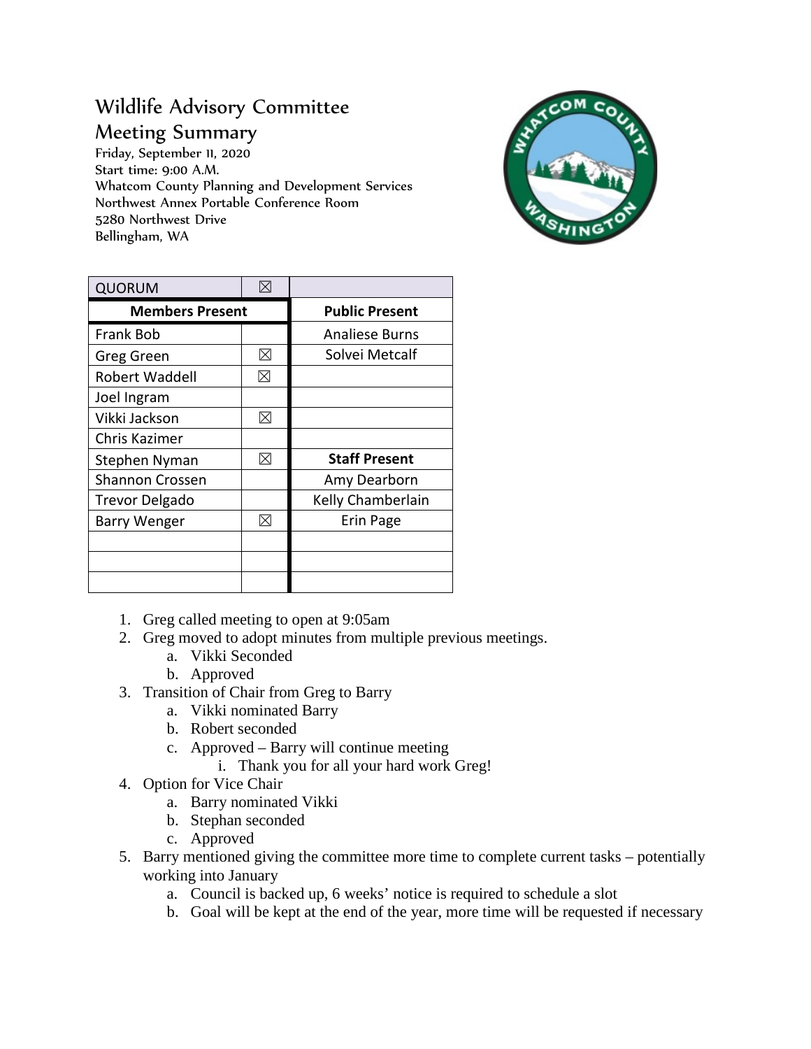# Wildlife Advisory Committee

## Meeting Summary

Friday, September 11, 2020
Start time: 9:00 A.M.
Whatcom County Planning and Development Services
Northwest Annex Portable Conference Room
5280 Northwest Drive
Bellingham, WA

| QUORUM | ☒ | |
|---|---|---|
| **Members Present** | | **Public Present** |
| Frank Bob | | Analiese Burns |
| Greg Green | ☒ | Solvei Metcalf |
| Robert Waddell | ☒ | |
| Joel Ingram | | |
| Vikki Jackson | ☒ | |
| Chris Kazimer | | |
| Stephen Nyman | ☒ | **Staff Present** |
| Shannon Crossen | | Amy Dearborn |
| Trevor Delgado | | Kelly Chamberlain |
| Barry Wenger | ☒ | Erin Page |
| | | |
| | | |
| | | |

1. Greg called meeting to open at 9:05am
2. Greg moved to adopt minutes from multiple previous meetings.
   a. Vikki Seconded
   b. Approved
3. Transition of Chair from Greg to Barry
   a. Vikki nominated Barry
   b. Robert seconded
   c. Approved – Barry will continue meeting
      i. Thank you for all your hard work Greg!
4. Option for Vice Chair
   a. Barry nominated Vikki
   b. Stephan seconded
   c. Approved
5. Barry mentioned giving the committee more time to complete current tasks – potentially working into January
   a. Council is backed up, 6 weeks' notice is required to schedule a slot
   b. Goal will be kept at the end of the year, more time will be requested if necessary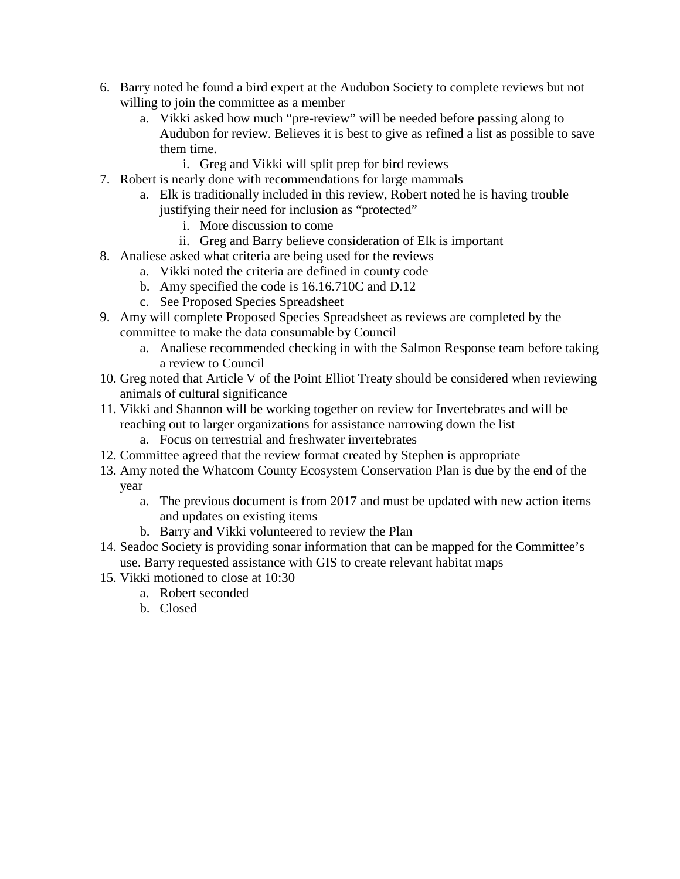6. Barry noted he found a bird expert at the Audubon Society to complete reviews but not willing to join the committee as a member
    a. Vikki asked how much "pre-review" will be needed before passing along to Audubon for review. Believes it is best to give as refined a list as possible to save them time.
        i. Greg and Vikki will split prep for bird reviews
7. Robert is nearly done with recommendations for large mammals
    a. Elk is traditionally included in this review, Robert noted he is having trouble justifying their need for inclusion as "protected"
        i. More discussion to come
        ii. Greg and Barry believe consideration of Elk is important
8. Analiese asked what criteria are being used for the reviews
    a. Vikki noted the criteria are defined in county code
    b. Amy specified the code is 16.16.710C and D.12
    c. See Proposed Species Spreadsheet
9. Amy will complete Proposed Species Spreadsheet as reviews are completed by the committee to make the data consumable by Council
    a. Analiese recommended checking in with the Salmon Response team before taking a review to Council
10. Greg noted that Article V of the Point Elliot Treaty should be considered when reviewing animals of cultural significance
11. Vikki and Shannon will be working together on review for Invertebrates and will be reaching out to larger organizations for assistance narrowing down the list
    a. Focus on terrestrial and freshwater invertebrates
12. Committee agreed that the review format created by Stephen is appropriate
13. Amy noted the Whatcom County Ecosystem Conservation Plan is due by the end of the year
    a. The previous document is from 2017 and must be updated with new action items and updates on existing items
    b. Barry and Vikki volunteered to review the Plan
14. Seadoc Society is providing sonar information that can be mapped for the Committee's use. Barry requested assistance with GIS to create relevant habitat maps
15. Vikki motioned to close at 10:30
    a. Robert seconded
    b. Closed